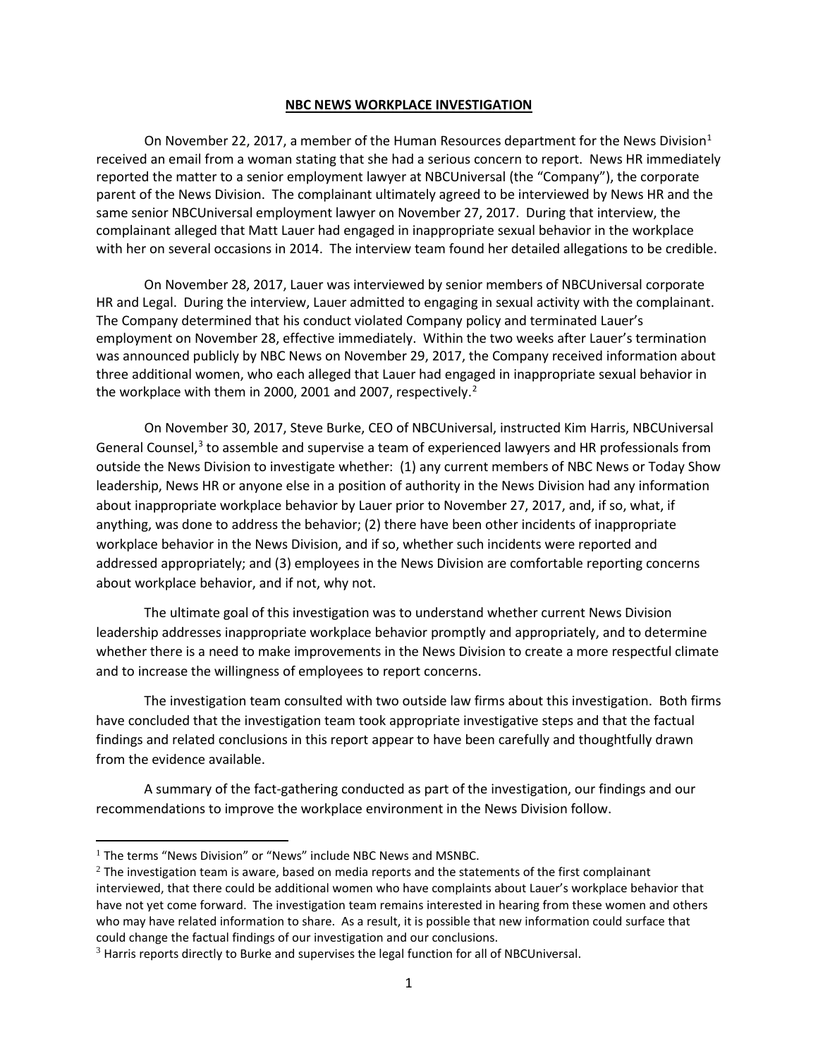# NBC NEWS WORKPLACE INVESTIGATION

On November 22, 2017, a member of the Human Resources department for the News Division[1] received an email from a woman stating that she had a serious concern to report. News HR immediately reported the matter to a senior employment lawyer at NBCUniversal (the "Company"), the corporate parent of the News Division. The complainant ultimately agreed to be interviewed by News HR and the same senior NBCUniversal employment lawyer on November 27, 2017. During that interview, the complainant alleged that Matt Lauer had engaged in inappropriate sexual behavior in the workplace with her on several occasions in 2014. The interview team found her detailed allegations to be credible.

On November 28, 2017, Lauer was interviewed by senior members of NBCUniversal corporate HR and Legal. During the interview, Lauer admitted to engaging in sexual activity with the complainant. The Company determined that his conduct violated Company policy and terminated Lauer's employment on November 28, effective immediately. Within the two weeks after Lauer's termination was announced publicly by NBC News on November 29, 2017, the Company received information about three additional women, who each alleged that Lauer had engaged in inappropriate sexual behavior in the workplace with them in 2000, 2001 and 2007, respectively.[2]

On November 30, 2017, Steve Burke, CEO of NBCUniversal, instructed Kim Harris, NBCUniversal General Counsel,[3] to assemble and supervise a team of experienced lawyers and HR professionals from outside the News Division to investigate whether: (1) any current members of NBC News or Today Show leadership, News HR or anyone else in a position of authority in the News Division had any information about inappropriate workplace behavior by Lauer prior to November 27, 2017, and, if so, what, if anything, was done to address the behavior; (2) there have been other incidents of inappropriate workplace behavior in the News Division, and if so, whether such incidents were reported and addressed appropriately; and (3) employees in the News Division are comfortable reporting concerns about workplace behavior, and if not, why not.

The ultimate goal of this investigation was to understand whether current News Division leadership addresses inappropriate workplace behavior promptly and appropriately, and to determine whether there is a need to make improvements in the News Division to create a more respectful climate and to increase the willingness of employees to report concerns.

The investigation team consulted with two outside law firms about this investigation. Both firms have concluded that the investigation team took appropriate investigative steps and that the factual findings and related conclusions in this report appear to have been carefully and thoughtfully drawn from the evidence available.

A summary of the fact-gathering conducted as part of the investigation, our findings and our recommendations to improve the workplace environment in the News Division follow.

---

[1] The terms "News Division" or "News" include NBC News and MSNBC.

[2] The investigation team is aware, based on media reports and the statements of the first complainant interviewed, that there could be additional women who have complaints about Lauer's workplace behavior that have not yet come forward. The investigation team remains interested in hearing from these women and others who may have related information to share. As a result, it is possible that new information could surface that could change the factual findings of our investigation and our conclusions.

[3] Harris reports directly to Burke and supervises the legal function for all of NBCUniversal.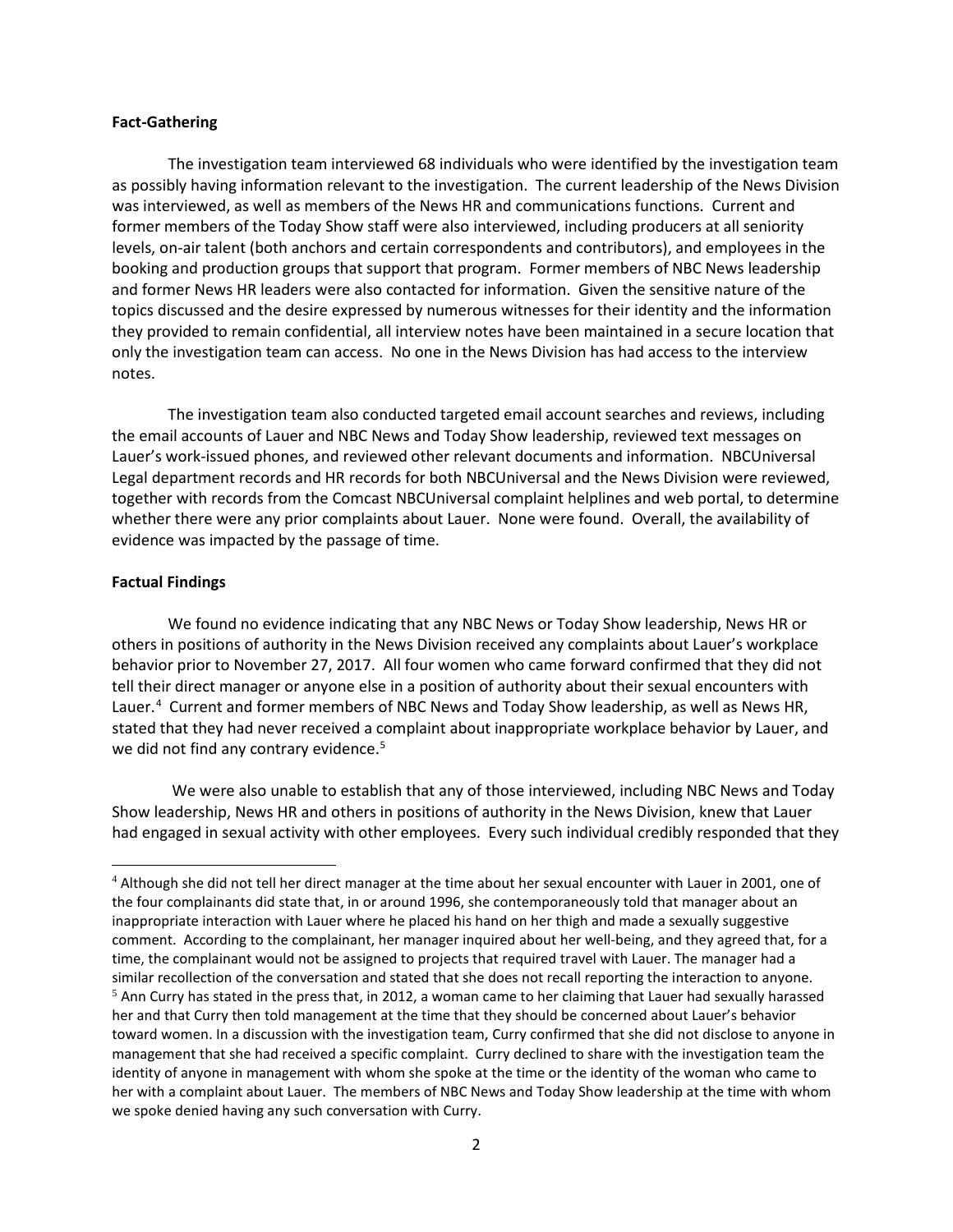**Fact-Gathering**

The investigation team interviewed 68 individuals who were identified by the investigation team as possibly having information relevant to the investigation. The current leadership of the News Division was interviewed, as well as members of the News HR and communications functions. Current and former members of the Today Show staff were also interviewed, including producers at all seniority levels, on-air talent (both anchors and certain correspondents and contributors), and employees in the booking and production groups that support that program. Former members of NBC News leadership and former News HR leaders were also contacted for information. Given the sensitive nature of the topics discussed and the desire expressed by numerous witnesses for their identity and the information they provided to remain confidential, all interview notes have been maintained in a secure location that only the investigation team can access. No one in the News Division has had access to the interview notes.

The investigation team also conducted targeted email account searches and reviews, including the email accounts of Lauer and NBC News and Today Show leadership, reviewed text messages on Lauer's work-issued phones, and reviewed other relevant documents and information. NBCUniversal Legal department records and HR records for both NBCUniversal and the News Division were reviewed, together with records from the Comcast NBCUniversal complaint helplines and web portal, to determine whether there were any prior complaints about Lauer. None were found. Overall, the availability of evidence was impacted by the passage of time.

**Factual Findings**

We found no evidence indicating that any NBC News or Today Show leadership, News HR or others in positions of authority in the News Division received any complaints about Lauer's workplace behavior prior to November 27, 2017. All four women who came forward confirmed that they did not tell their direct manager or anyone else in a position of authority about their sexual encounters with Lauer.[4] Current and former members of NBC News and Today Show leadership, as well as News HR, stated that they had never received a complaint about inappropriate workplace behavior by Lauer, and we did not find any contrary evidence.[5]

We were also unable to establish that any of those interviewed, including NBC News and Today Show leadership, News HR and others in positions of authority in the News Division, knew that Lauer had engaged in sexual activity with other employees. Every such individual credibly responded that they

---

[4] Although she did not tell her direct manager at the time about her sexual encounter with Lauer in 2001, one of the four complainants did state that, in or around 1996, she contemporaneously told that manager about an inappropriate interaction with Lauer where he placed his hand on her thigh and made a sexually suggestive comment. According to the complainant, her manager inquired about her well-being, and they agreed that, for a time, the complainant would not be assigned to projects that required travel with Lauer. The manager had a similar recollection of the conversation and stated that she does not recall reporting the interaction to anyone.

[5] Ann Curry has stated in the press that, in 2012, a woman came to her claiming that Lauer had sexually harassed her and that Curry then told management at the time that they should be concerned about Lauer's behavior toward women. In a discussion with the investigation team, Curry confirmed that she did not disclose to anyone in management that she had received a specific complaint. Curry declined to share with the investigation team the identity of anyone in management with whom she spoke at the time or the identity of the woman who came to her with a complaint about Lauer. The members of NBC News and Today Show leadership at the time with whom we spoke denied having any such conversation with Curry.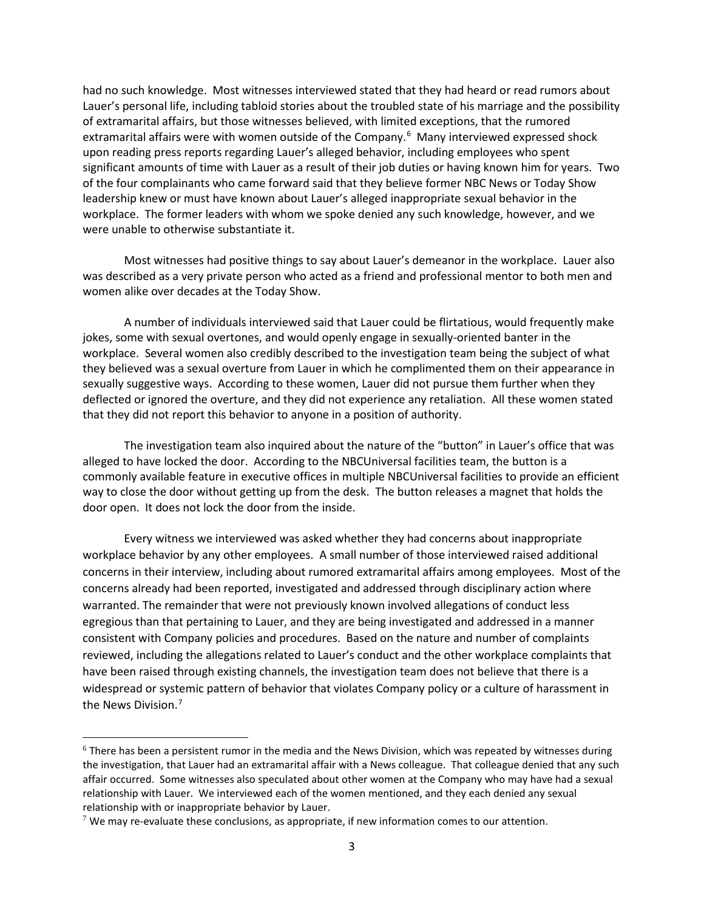had no such knowledge. Most witnesses interviewed stated that they had heard or read rumors about Lauer's personal life, including tabloid stories about the troubled state of his marriage and the possibility of extramarital affairs, but those witnesses believed, with limited exceptions, that the rumored extramarital affairs were with women outside of the Company.[6] Many interviewed expressed shock upon reading press reports regarding Lauer's alleged behavior, including employees who spent significant amounts of time with Lauer as a result of their job duties or having known him for years. Two of the four complainants who came forward said that they believe former NBC News or Today Show leadership knew or must have known about Lauer's alleged inappropriate sexual behavior in the workplace. The former leaders with whom we spoke denied any such knowledge, however, and we were unable to otherwise substantiate it.

Most witnesses had positive things to say about Lauer's demeanor in the workplace. Lauer also was described as a very private person who acted as a friend and professional mentor to both men and women alike over decades at the Today Show.

A number of individuals interviewed said that Lauer could be flirtatious, would frequently make jokes, some with sexual overtones, and would openly engage in sexually-oriented banter in the workplace. Several women also credibly described to the investigation team being the subject of what they believed was a sexual overture from Lauer in which he complimented them on their appearance in sexually suggestive ways. According to these women, Lauer did not pursue them further when they deflected or ignored the overture, and they did not experience any retaliation. All these women stated that they did not report this behavior to anyone in a position of authority.

The investigation team also inquired about the nature of the "button" in Lauer's office that was alleged to have locked the door. According to the NBCUniversal facilities team, the button is a commonly available feature in executive offices in multiple NBCUniversal facilities to provide an efficient way to close the door without getting up from the desk. The button releases a magnet that holds the door open. It does not lock the door from the inside.

Every witness we interviewed was asked whether they had concerns about inappropriate workplace behavior by any other employees. A small number of those interviewed raised additional concerns in their interview, including about rumored extramarital affairs among employees. Most of the concerns already had been reported, investigated and addressed through disciplinary action where warranted. The remainder that were not previously known involved allegations of conduct less egregious than that pertaining to Lauer, and they are being investigated and addressed in a manner consistent with Company policies and procedures. Based on the nature and number of complaints reviewed, including the allegations related to Lauer's conduct and the other workplace complaints that have been raised through existing channels, the investigation team does not believe that there is a widespread or systemic pattern of behavior that violates Company policy or a culture of harassment in the News Division.[7]

---

[6] There has been a persistent rumor in the media and the News Division, which was repeated by witnesses during the investigation, that Lauer had an extramarital affair with a News colleague. That colleague denied that any such affair occurred. Some witnesses also speculated about other women at the Company who may have had a sexual relationship with Lauer. We interviewed each of the women mentioned, and they each denied any sexual relationship with or inappropriate behavior by Lauer.

[7] We may re-evaluate these conclusions, as appropriate, if new information comes to our attention.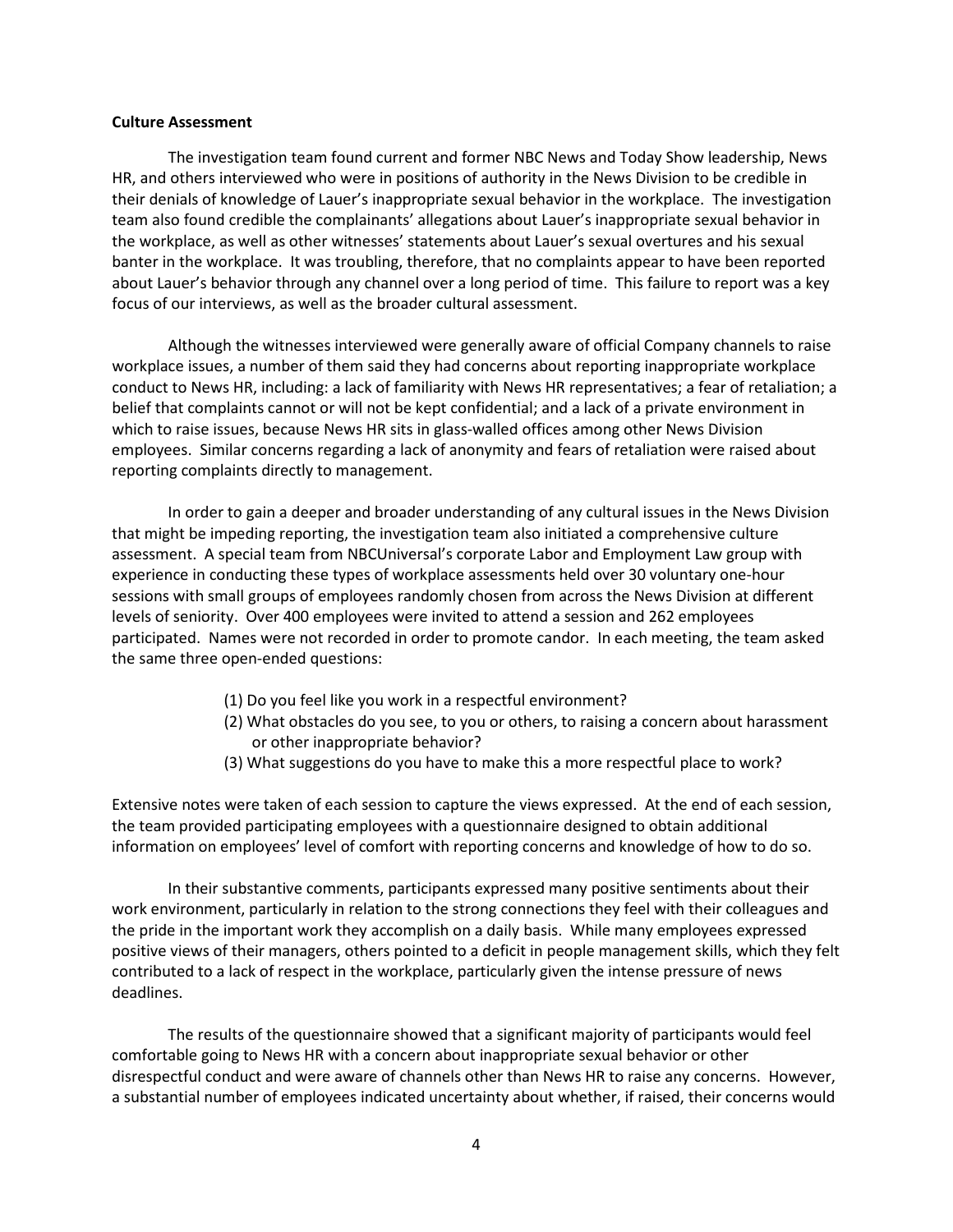**Culture Assessment**

The investigation team found current and former NBC News and Today Show leadership, News HR, and others interviewed who were in positions of authority in the News Division to be credible in their denials of knowledge of Lauer's inappropriate sexual behavior in the workplace. The investigation team also found credible the complainants' allegations about Lauer's inappropriate sexual behavior in the workplace, as well as other witnesses' statements about Lauer's sexual overtures and his sexual banter in the workplace. It was troubling, therefore, that no complaints appear to have been reported about Lauer's behavior through any channel over a long period of time. This failure to report was a key focus of our interviews, as well as the broader cultural assessment.

Although the witnesses interviewed were generally aware of official Company channels to raise workplace issues, a number of them said they had concerns about reporting inappropriate workplace conduct to News HR, including: a lack of familiarity with News HR representatives; a fear of retaliation; a belief that complaints cannot or will not be kept confidential; and a lack of a private environment in which to raise issues, because News HR sits in glass-walled offices among other News Division employees. Similar concerns regarding a lack of anonymity and fears of retaliation were raised about reporting complaints directly to management.

In order to gain a deeper and broader understanding of any cultural issues in the News Division that might be impeding reporting, the investigation team also initiated a comprehensive culture assessment. A special team from NBCUniversal's corporate Labor and Employment Law group with experience in conducting these types of workplace assessments held over 30 voluntary one-hour sessions with small groups of employees randomly chosen from across the News Division at different levels of seniority. Over 400 employees were invited to attend a session and 262 employees participated. Names were not recorded in order to promote candor. In each meeting, the team asked the same three open-ended questions:

(1) Do you feel like you work in a respectful environment?
(2) What obstacles do you see, to you or others, to raising a concern about harassment or other inappropriate behavior?
(3) What suggestions do you have to make this a more respectful place to work?

Extensive notes were taken of each session to capture the views expressed. At the end of each session, the team provided participating employees with a questionnaire designed to obtain additional information on employees' level of comfort with reporting concerns and knowledge of how to do so.

In their substantive comments, participants expressed many positive sentiments about their work environment, particularly in relation to the strong connections they feel with their colleagues and the pride in the important work they accomplish on a daily basis. While many employees expressed positive views of their managers, others pointed to a deficit in people management skills, which they felt contributed to a lack of respect in the workplace, particularly given the intense pressure of news deadlines.

The results of the questionnaire showed that a significant majority of participants would feel comfortable going to News HR with a concern about inappropriate sexual behavior or other disrespectful conduct and were aware of channels other than News HR to raise any concerns. However, a substantial number of employees indicated uncertainty about whether, if raised, their concerns would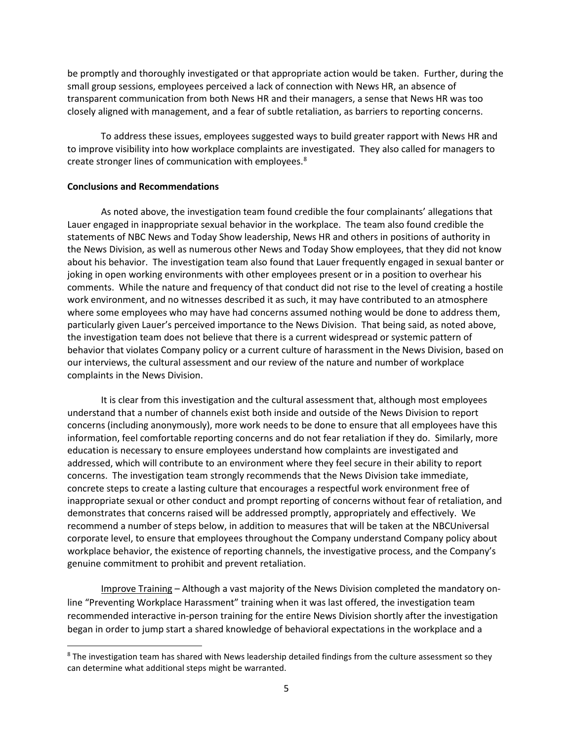be promptly and thoroughly investigated or that appropriate action would be taken. Further, during the small group sessions, employees perceived a lack of connection with News HR, an absence of transparent communication from both News HR and their managers, a sense that News HR was too closely aligned with management, and a fear of subtle retaliation, as barriers to reporting concerns.

To address these issues, employees suggested ways to build greater rapport with News HR and to improve visibility into how workplace complaints are investigated. They also called for managers to create stronger lines of communication with employees.[8]

**Conclusions and Recommendations**

As noted above, the investigation team found credible the four complainants' allegations that Lauer engaged in inappropriate sexual behavior in the workplace. The team also found credible the statements of NBC News and Today Show leadership, News HR and others in positions of authority in the News Division, as well as numerous other News and Today Show employees, that they did not know about his behavior. The investigation team also found that Lauer frequently engaged in sexual banter or joking in open working environments with other employees present or in a position to overhear his comments. While the nature and frequency of that conduct did not rise to the level of creating a hostile work environment, and no witnesses described it as such, it may have contributed to an atmosphere where some employees who may have had concerns assumed nothing would be done to address them, particularly given Lauer's perceived importance to the News Division. That being said, as noted above, the investigation team does not believe that there is a current widespread or systemic pattern of behavior that violates Company policy or a current culture of harassment in the News Division, based on our interviews, the cultural assessment and our review of the nature and number of workplace complaints in the News Division.

It is clear from this investigation and the cultural assessment that, although most employees understand that a number of channels exist both inside and outside of the News Division to report concerns (including anonymously), more work needs to be done to ensure that all employees have this information, feel comfortable reporting concerns and do not fear retaliation if they do. Similarly, more education is necessary to ensure employees understand how complaints are investigated and addressed, which will contribute to an environment where they feel secure in their ability to report concerns. The investigation team strongly recommends that the News Division take immediate, concrete steps to create a lasting culture that encourages a respectful work environment free of inappropriate sexual or other conduct and prompt reporting of concerns without fear of retaliation, and demonstrates that concerns raised will be addressed promptly, appropriately and effectively. We recommend a number of steps below, in addition to measures that will be taken at the NBCUniversal corporate level, to ensure that employees throughout the Company understand Company policy about workplace behavior, the existence of reporting channels, the investigative process, and the Company's genuine commitment to prohibit and prevent retaliation.

Improve Training – Although a vast majority of the News Division completed the mandatory on-line "Preventing Workplace Harassment" training when it was last offered, the investigation team recommended interactive in-person training for the entire News Division shortly after the investigation began in order to jump start a shared knowledge of behavioral expectations in the workplace and a

[8] The investigation team has shared with News leadership detailed findings from the culture assessment so they can determine what additional steps might be warranted.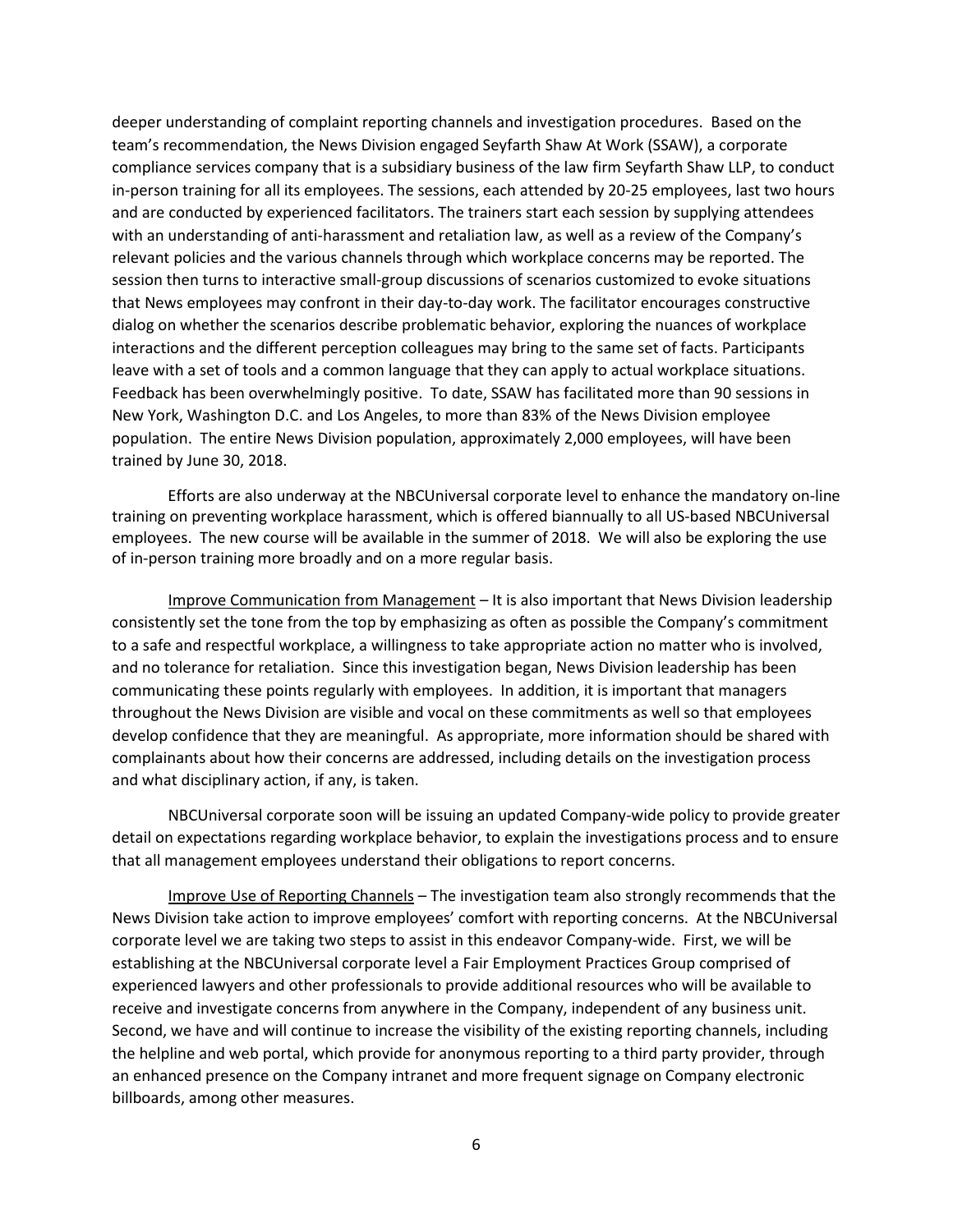deeper understanding of complaint reporting channels and investigation procedures. Based on the team's recommendation, the News Division engaged Seyfarth Shaw At Work (SSAW), a corporate compliance services company that is a subsidiary business of the law firm Seyfarth Shaw LLP, to conduct in-person training for all its employees. The sessions, each attended by 20-25 employees, last two hours and are conducted by experienced facilitators. The trainers start each session by supplying attendees with an understanding of anti-harassment and retaliation law, as well as a review of the Company's relevant policies and the various channels through which workplace concerns may be reported. The session then turns to interactive small-group discussions of scenarios customized to evoke situations that News employees may confront in their day-to-day work. The facilitator encourages constructive dialog on whether the scenarios describe problematic behavior, exploring the nuances of workplace interactions and the different perception colleagues may bring to the same set of facts. Participants leave with a set of tools and a common language that they can apply to actual workplace situations. Feedback has been overwhelmingly positive. To date, SSAW has facilitated more than 90 sessions in New York, Washington D.C. and Los Angeles, to more than 83% of the News Division employee population. The entire News Division population, approximately 2,000 employees, will have been trained by June 30, 2018.

Efforts are also underway at the NBCUniversal corporate level to enhance the mandatory on-line training on preventing workplace harassment, which is offered biannually to all US-based NBCUniversal employees. The new course will be available in the summer of 2018. We will also be exploring the use of in-person training more broadly and on a more regular basis.

Improve Communication from Management – It is also important that News Division leadership consistently set the tone from the top by emphasizing as often as possible the Company's commitment to a safe and respectful workplace, a willingness to take appropriate action no matter who is involved, and no tolerance for retaliation. Since this investigation began, News Division leadership has been communicating these points regularly with employees. In addition, it is important that managers throughout the News Division are visible and vocal on these commitments as well so that employees develop confidence that they are meaningful. As appropriate, more information should be shared with complainants about how their concerns are addressed, including details on the investigation process and what disciplinary action, if any, is taken.

NBCUniversal corporate soon will be issuing an updated Company-wide policy to provide greater detail on expectations regarding workplace behavior, to explain the investigations process and to ensure that all management employees understand their obligations to report concerns.

Improve Use of Reporting Channels – The investigation team also strongly recommends that the News Division take action to improve employees' comfort with reporting concerns. At the NBCUniversal corporate level we are taking two steps to assist in this endeavor Company-wide. First, we will be establishing at the NBCUniversal corporate level a Fair Employment Practices Group comprised of experienced lawyers and other professionals to provide additional resources who will be available to receive and investigate concerns from anywhere in the Company, independent of any business unit. Second, we have and will continue to increase the visibility of the existing reporting channels, including the helpline and web portal, which provide for anonymous reporting to a third party provider, through an enhanced presence on the Company intranet and more frequent signage on Company electronic billboards, among other measures.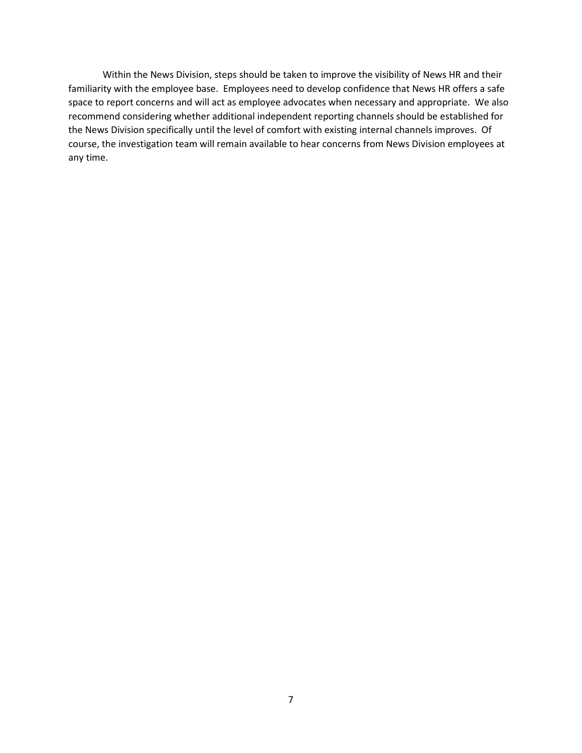Within the News Division, steps should be taken to improve the visibility of News HR and their familiarity with the employee base. Employees need to develop confidence that News HR offers a safe space to report concerns and will act as employee advocates when necessary and appropriate. We also recommend considering whether additional independent reporting channels should be established for the News Division specifically until the level of comfort with existing internal channels improves. Of course, the investigation team will remain available to hear concerns from News Division employees at any time.